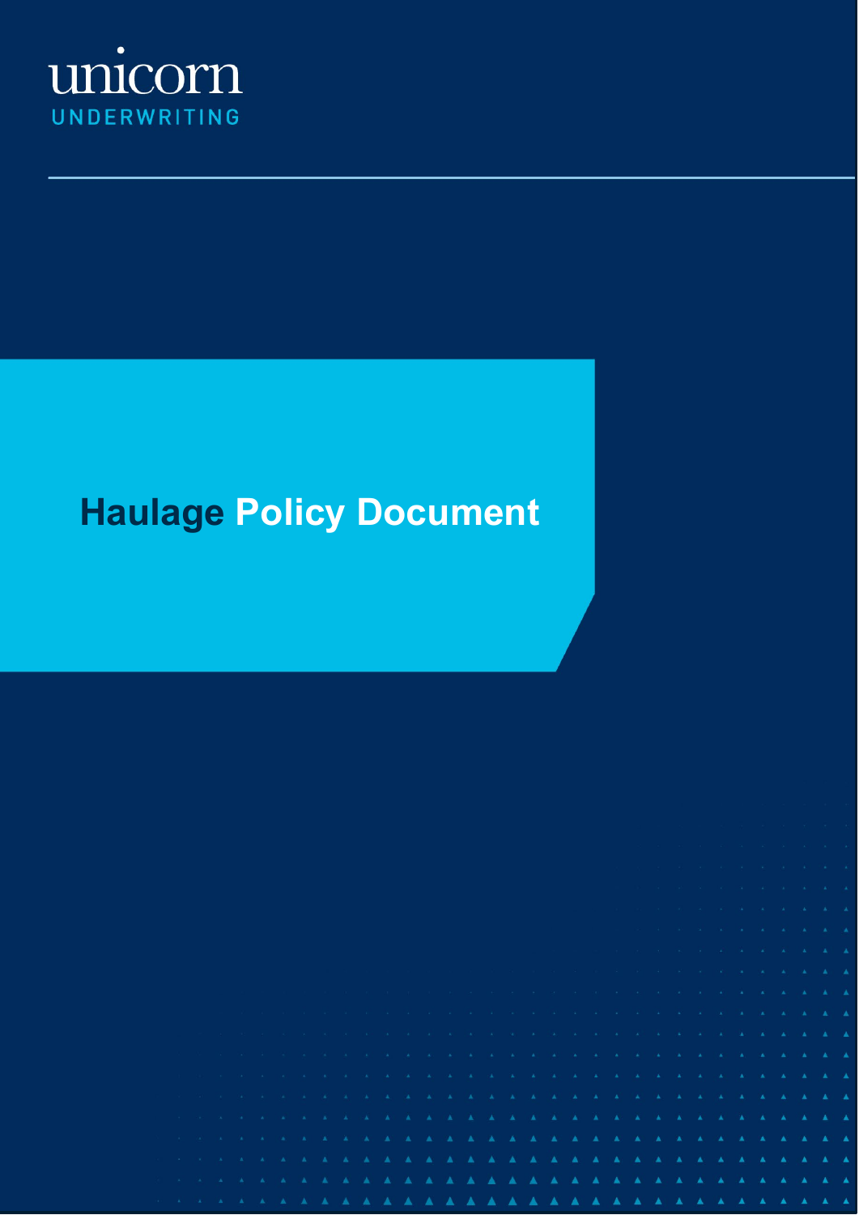unicorn

UNDERWRITING

# Haulage Policy Document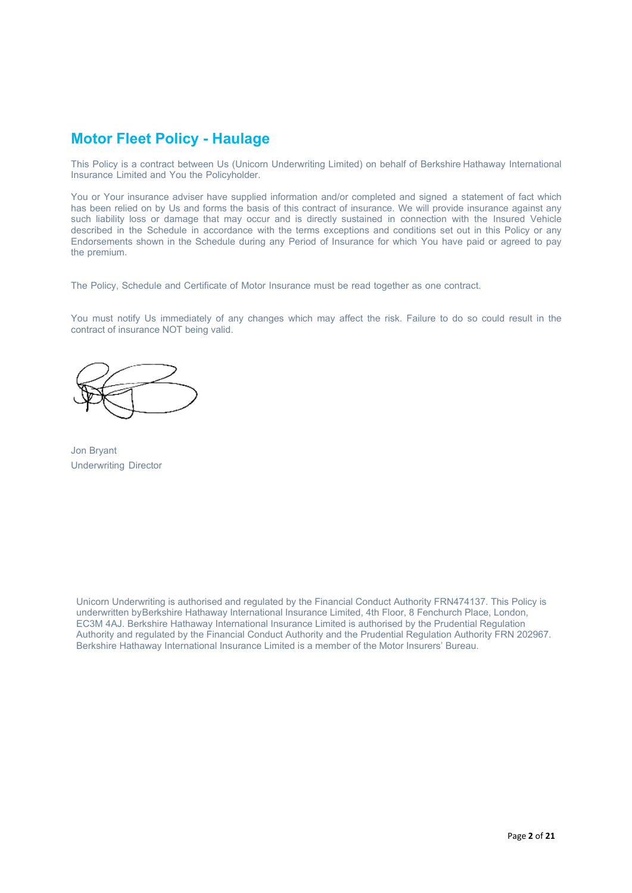# Motor Fleet Policy - Haulage

This Policy is a contract between Us (Unicorn Underwriting Limited) on behalf of Berkshire Hathaway International Insurance Limited and You the Policyholder.

You or Your insurance adviser have supplied information and/or completed and signed a statement of fact which has been relied on by Us and forms the basis of this contract of insurance. We will provide insurance against any such liability loss or damage that may occur and is directly sustained in connection with the Insured Vehicle described in the Schedule in accordance with the terms exceptions and conditions set out in this Policy or any Endorsements shown in the Schedule during any Period of Insurance for which You have paid or agreed to pay the premium.

The Policy, Schedule and Certificate of Motor Insurance must be read together as one contract.

You must notify Us immediately of any changes which may affect the risk. Failure to do so could result in the contract of insurance NOT being valid.

Jon Bryant
Underwriting Director

Unicorn Underwriting is authorised and regulated by the Financial Conduct Authority FRN474137. This Policy is underwritten byBerkshire Hathaway International Insurance Limited, 4th Floor, 8 Fenchurch Place, London, EC3M 4AJ. Berkshire Hathaway International Insurance Limited is authorised by the Prudential Regulation Authority and regulated by the Financial Conduct Authority and the Prudential Regulation Authority FRN 202967. Berkshire Hathaway International Insurance Limited is a member of the Motor Insurers' Bureau.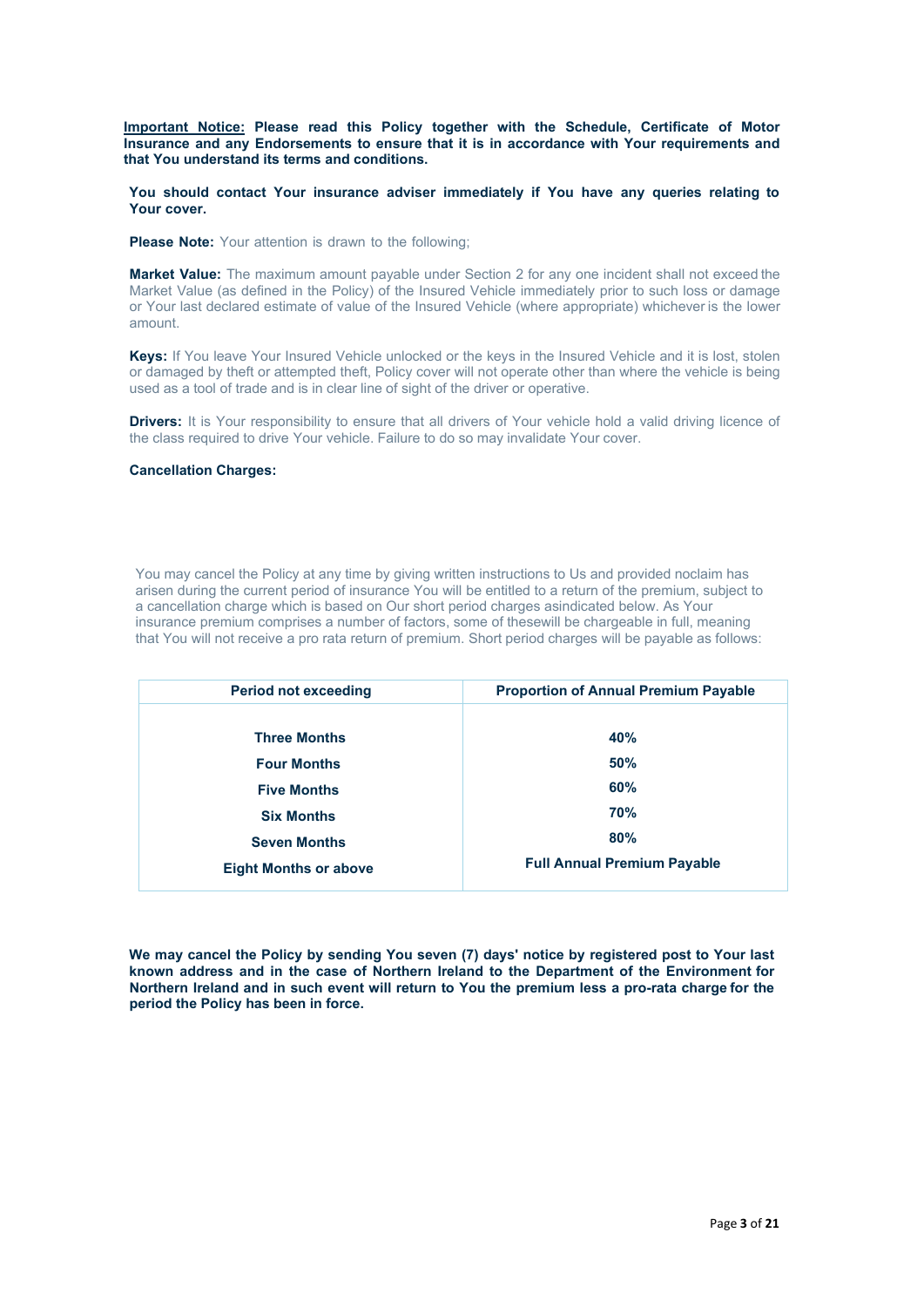**Important Notice: Please read this Policy together with the Schedule, Certificate of Motor Insurance and any Endorsements to ensure that it is in accordance with Your requirements and that You understand its terms and conditions.**

**You should contact Your insurance adviser immediately if You have any queries relating to Your cover.**

**Please Note:** Your attention is drawn to the following;

**Market Value:** The maximum amount payable under Section 2 for any one incident shall not exceed the Market Value (as defined in the Policy) of the Insured Vehicle immediately prior to such loss or damage or Your last declared estimate of value of the Insured Vehicle (where appropriate) whichever is the lower amount.

**Keys:** If You leave Your Insured Vehicle unlocked or the keys in the Insured Vehicle and it is lost, stolen or damaged by theft or attempted theft, Policy cover will not operate other than where the vehicle is being used as a tool of trade and is in clear line of sight of the driver or operative.

**Drivers:** It is Your responsibility to ensure that all drivers of Your vehicle hold a valid driving licence of the class required to drive Your vehicle. Failure to do so may invalidate Your cover.

**Cancellation Charges:**

You may cancel the Policy at any time by giving written instructions to Us and provided noclaim has arisen during the current period of insurance You will be entitled to a return of the premium, subject to a cancellation charge which is based on Our short period charges asindicated below. As Your insurance premium comprises a number of factors, some of thesewill be chargeable in full, meaning that You will not receive a pro rata return of premium. Short period charges will be payable as follows:

| Period not exceeding | Proportion of Annual Premium Payable |
|---|---|
| Three Months | 40% |
| Four Months | 50% |
| Five Months | 60% |
| Six Months | 70% |
| Seven Months | 80% |
| Eight Months or above | Full Annual Premium Payable |

**We may cancel the Policy by sending You seven (7) days' notice by registered post to Your last known address and in the case of Northern Ireland to the Department of the Environment for Northern Ireland and in such event will return to You the premium less a pro-rata charge for the period the Policy has been in force.**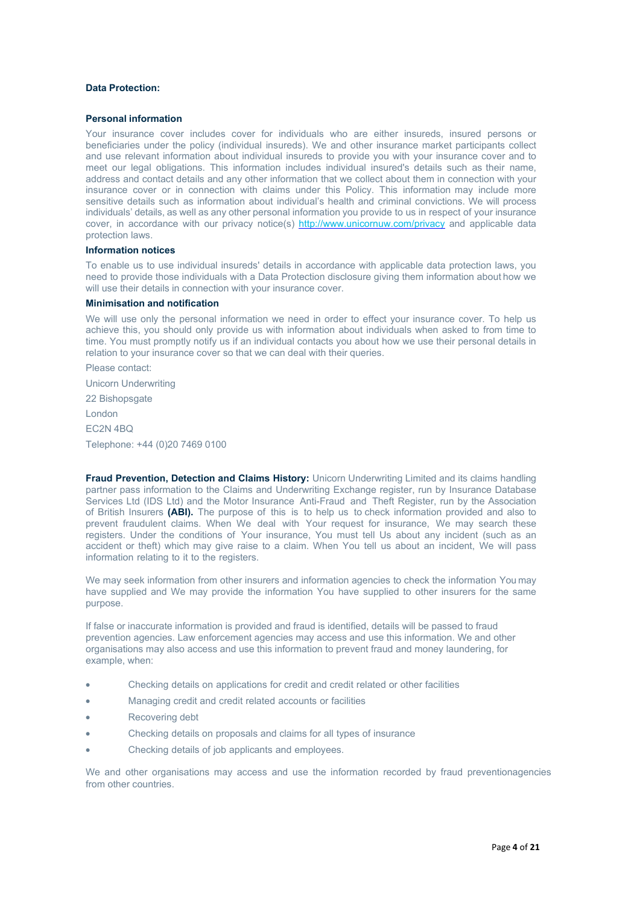**Data Protection:**

**Personal information**

Your insurance cover includes cover for individuals who are either insureds, insured persons or beneficiaries under the policy (individual insureds). We and other insurance market participants collect and use relevant information about individual insureds to provide you with your insurance cover and to meet our legal obligations. This information includes individual insured's details such as their name, address and contact details and any other information that we collect about them in connection with your insurance cover or in connection with claims under this Policy. This information may include more sensitive details such as information about individual's health and criminal convictions. We will process individuals' details, as well as any other personal information you provide to us in respect of your insurance cover, in accordance with our privacy notice(s) http://www.unicornuw.com/privacy and applicable data protection laws.

**Information notices**

To enable us to use individual insureds' details in accordance with applicable data protection laws, you need to provide those individuals with a Data Protection disclosure giving them information about how we will use their details in connection with your insurance cover.

**Minimisation and notification**

We will use only the personal information we need in order to effect your insurance cover. To help us achieve this, you should only provide us with information about individuals when asked to from time to time. You must promptly notify us if an individual contacts you about how we use their personal details in relation to your insurance cover so that we can deal with their queries.

Please contact:

Unicorn Underwriting

22 Bishopsgate

London

EC2N 4BQ

Telephone: +44 (0)20 7469 0100

**Fraud Prevention, Detection and Claims History:** Unicorn Underwriting Limited and its claims handling partner pass information to the Claims and Underwriting Exchange register, run by Insurance Database Services Ltd (IDS Ltd) and the Motor Insurance Anti-Fraud and Theft Register, run by the Association of British Insurers **(ABI).** The purpose of this is to help us to check information provided and also to prevent fraudulent claims. When We deal with Your request for insurance, We may search these registers. Under the conditions of Your insurance, You must tell Us about any incident (such as an accident or theft) which may give raise to a claim. When You tell us about an incident, We will pass information relating to it to the registers.

We may seek information from other insurers and information agencies to check the information You may have supplied and We may provide the information You have supplied to other insurers for the same purpose.

If false or inaccurate information is provided and fraud is identified, details will be passed to fraud prevention agencies. Law enforcement agencies may access and use this information. We and other organisations may also access and use this information to prevent fraud and money laundering, for example, when:

- Checking details on applications for credit and credit related or other facilities
- Managing credit and credit related accounts or facilities
- Recovering debt
- Checking details on proposals and claims for all types of insurance
- Checking details of job applicants and employees.

We and other organisations may access and use the information recorded by fraud preventionagencies from other countries.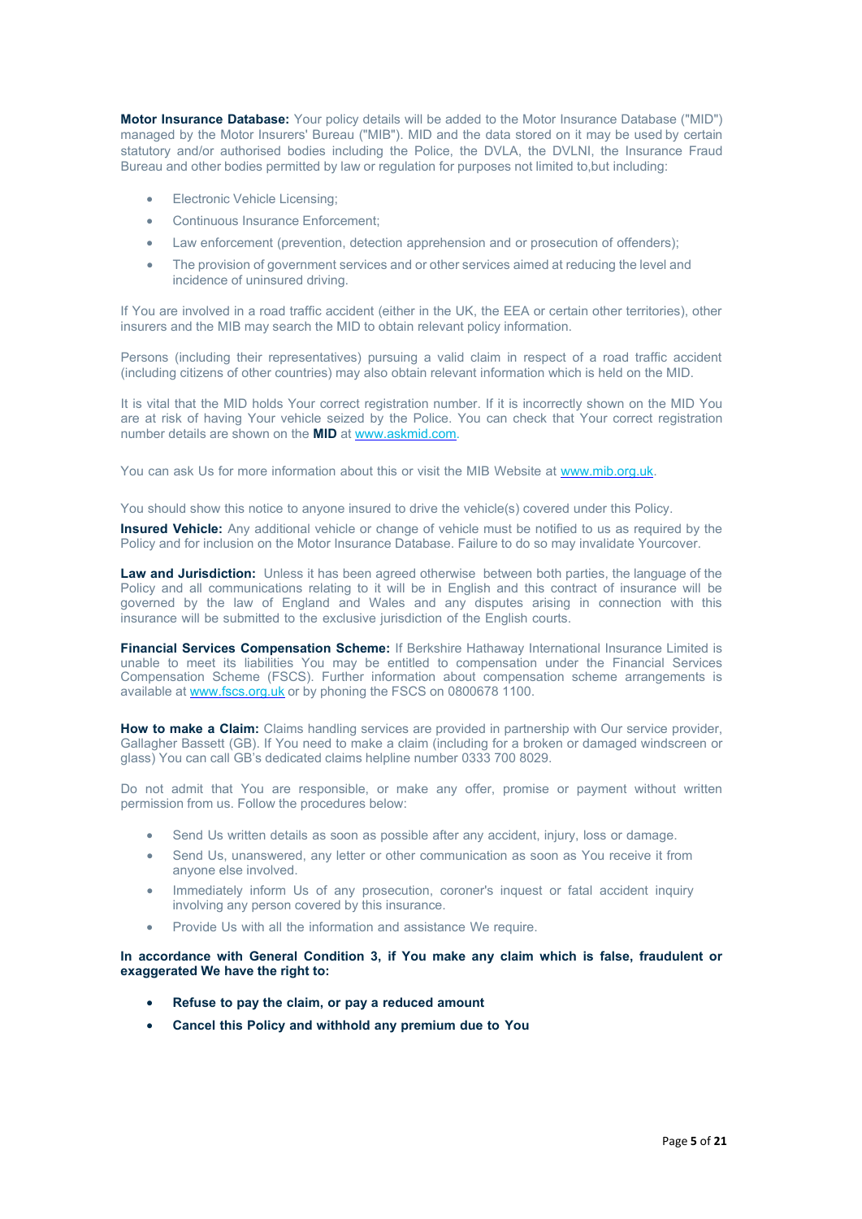**Motor Insurance Database:** Your policy details will be added to the Motor Insurance Database ("MID") managed by the Motor Insurers' Bureau ("MIB"). MID and the data stored on it may be used by certain statutory and/or authorised bodies including the Police, the DVLA, the DVLNI, the Insurance Fraud Bureau and other bodies permitted by law or regulation for purposes not limited to,but including:

- Electronic Vehicle Licensing;
- Continuous Insurance Enforcement;
- Law enforcement (prevention, detection apprehension and or prosecution of offenders);
- The provision of government services and or other services aimed at reducing the level and incidence of uninsured driving.

If You are involved in a road traffic accident (either in the UK, the EEA or certain other territories), other insurers and the MIB may search the MID to obtain relevant policy information.

Persons (including their representatives) pursuing a valid claim in respect of a road traffic accident (including citizens of other countries) may also obtain relevant information which is held on the MID.

It is vital that the MID holds Your correct registration number. If it is incorrectly shown on the MID You are at risk of having Your vehicle seized by the Police. You can check that Your correct registration number details are shown on the **MID** at www.askmid.com.

You can ask Us for more information about this or visit the MIB Website at www.mib.org.uk.

You should show this notice to anyone insured to drive the vehicle(s) covered under this Policy.

**Insured Vehicle:** Any additional vehicle or change of vehicle must be notified to us as required by the Policy and for inclusion on the Motor Insurance Database. Failure to do so may invalidate Yourcover.

**Law and Jurisdiction:** Unless it has been agreed otherwise between both parties, the language of the Policy and all communications relating to it will be in English and this contract of insurance will be governed by the law of England and Wales and any disputes arising in connection with this insurance will be submitted to the exclusive jurisdiction of the English courts.

**Financial Services Compensation Scheme:** If Berkshire Hathaway International Insurance Limited is unable to meet its liabilities You may be entitled to compensation under the Financial Services Compensation Scheme (FSCS). Further information about compensation scheme arrangements is available at www.fscs.org.uk or by phoning the FSCS on 0800678 1100.

**How to make a Claim:** Claims handling services are provided in partnership with Our service provider, Gallagher Bassett (GB). If You need to make a claim (including for a broken or damaged windscreen or glass) You can call GB's dedicated claims helpline number 0333 700 8029.

Do not admit that You are responsible, or make any offer, promise or payment without written permission from us. Follow the procedures below:

- Send Us written details as soon as possible after any accident, injury, loss or damage.
- Send Us, unanswered, any letter or other communication as soon as You receive it from anyone else involved.
- Immediately inform Us of any prosecution, coroner's inquest or fatal accident inquiry involving any person covered by this insurance.
- Provide Us with all the information and assistance We require.

**In accordance with General Condition 3, if You make any claim which is false, fraudulent or exaggerated We have the right to:**

- **Refuse to pay the claim, or pay a reduced amount**
- **Cancel this Policy and withhold any premium due to You**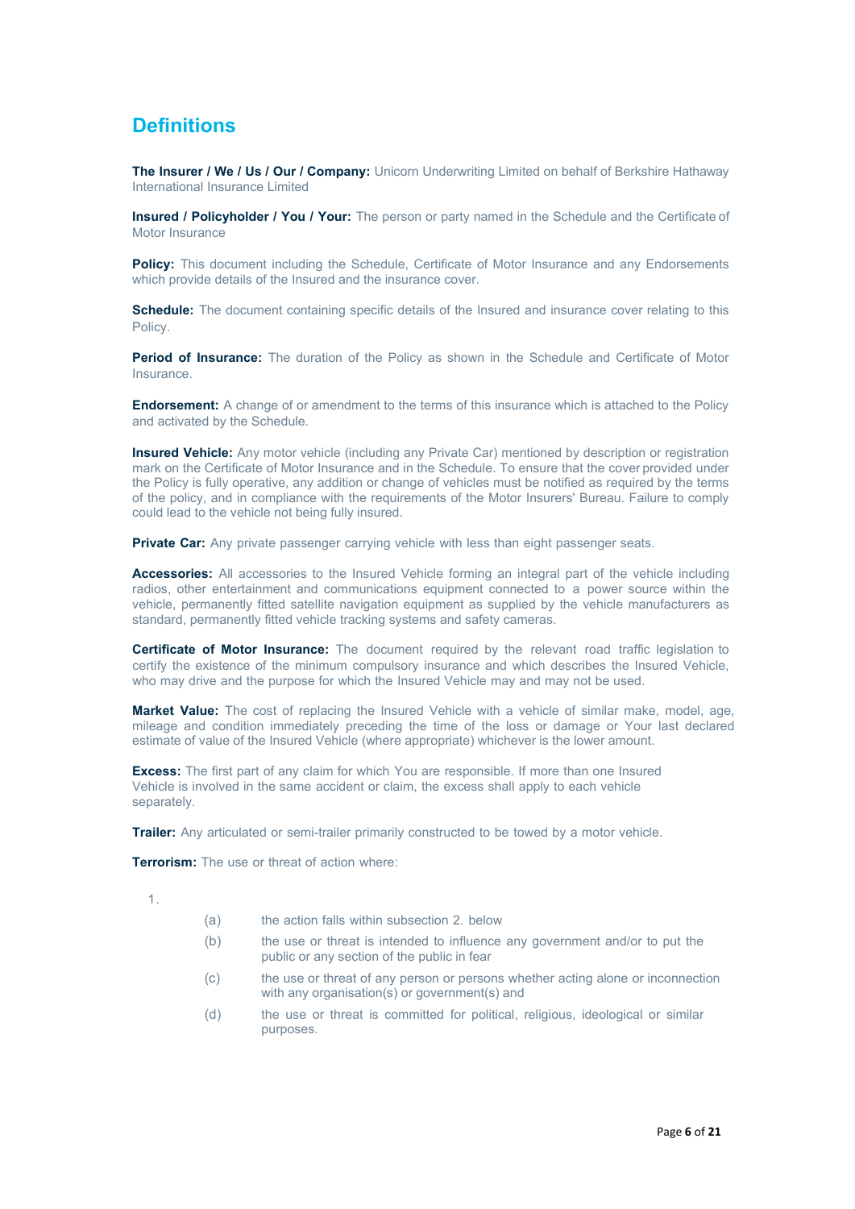# Definitions

**The Insurer / We / Us / Our / Company:** Unicorn Underwriting Limited on behalf of Berkshire Hathaway International Insurance Limited

**Insured / Policyholder / You / Your:** The person or party named in the Schedule and the Certificate of Motor Insurance

**Policy:** This document including the Schedule, Certificate of Motor Insurance and any Endorsements which provide details of the Insured and the insurance cover.

**Schedule:** The document containing specific details of the Insured and insurance cover relating to this Policy.

**Period of Insurance:** The duration of the Policy as shown in the Schedule and Certificate of Motor Insurance.

**Endorsement:** A change of or amendment to the terms of this insurance which is attached to the Policy and activated by the Schedule.

**Insured Vehicle:** Any motor vehicle (including any Private Car) mentioned by description or registration mark on the Certificate of Motor Insurance and in the Schedule. To ensure that the cover provided under the Policy is fully operative, any addition or change of vehicles must be notified as required by the terms of the policy, and in compliance with the requirements of the Motor Insurers' Bureau. Failure to comply could lead to the vehicle not being fully insured.

**Private Car:** Any private passenger carrying vehicle with less than eight passenger seats.

**Accessories:** All accessories to the Insured Vehicle forming an integral part of the vehicle including radios, other entertainment and communications equipment connected to a power source within the vehicle, permanently fitted satellite navigation equipment as supplied by the vehicle manufacturers as standard, permanently fitted vehicle tracking systems and safety cameras.

**Certificate of Motor Insurance:** The document required by the relevant road traffic legislation to certify the existence of the minimum compulsory insurance and which describes the Insured Vehicle, who may drive and the purpose for which the Insured Vehicle may and may not be used.

**Market Value:** The cost of replacing the Insured Vehicle with a vehicle of similar make, model, age, mileage and condition immediately preceding the time of the loss or damage or Your last declared estimate of value of the Insured Vehicle (where appropriate) whichever is the lower amount.

**Excess:** The first part of any claim for which You are responsible. If more than one Insured Vehicle is involved in the same accident or claim, the excess shall apply to each vehicle separately.

**Trailer:** Any articulated or semi-trailer primarily constructed to be towed by a motor vehicle.

**Terrorism:** The use or threat of action where:

1.
   - (a) the action falls within subsection 2. below
   - (b) the use or threat is intended to influence any government and/or to put the public or any section of the public in fear
   - (c) the use or threat of any person or persons whether acting alone or inconnection with any organisation(s) or government(s) and
   - (d) the use or threat is committed for political, religious, ideological or similar purposes.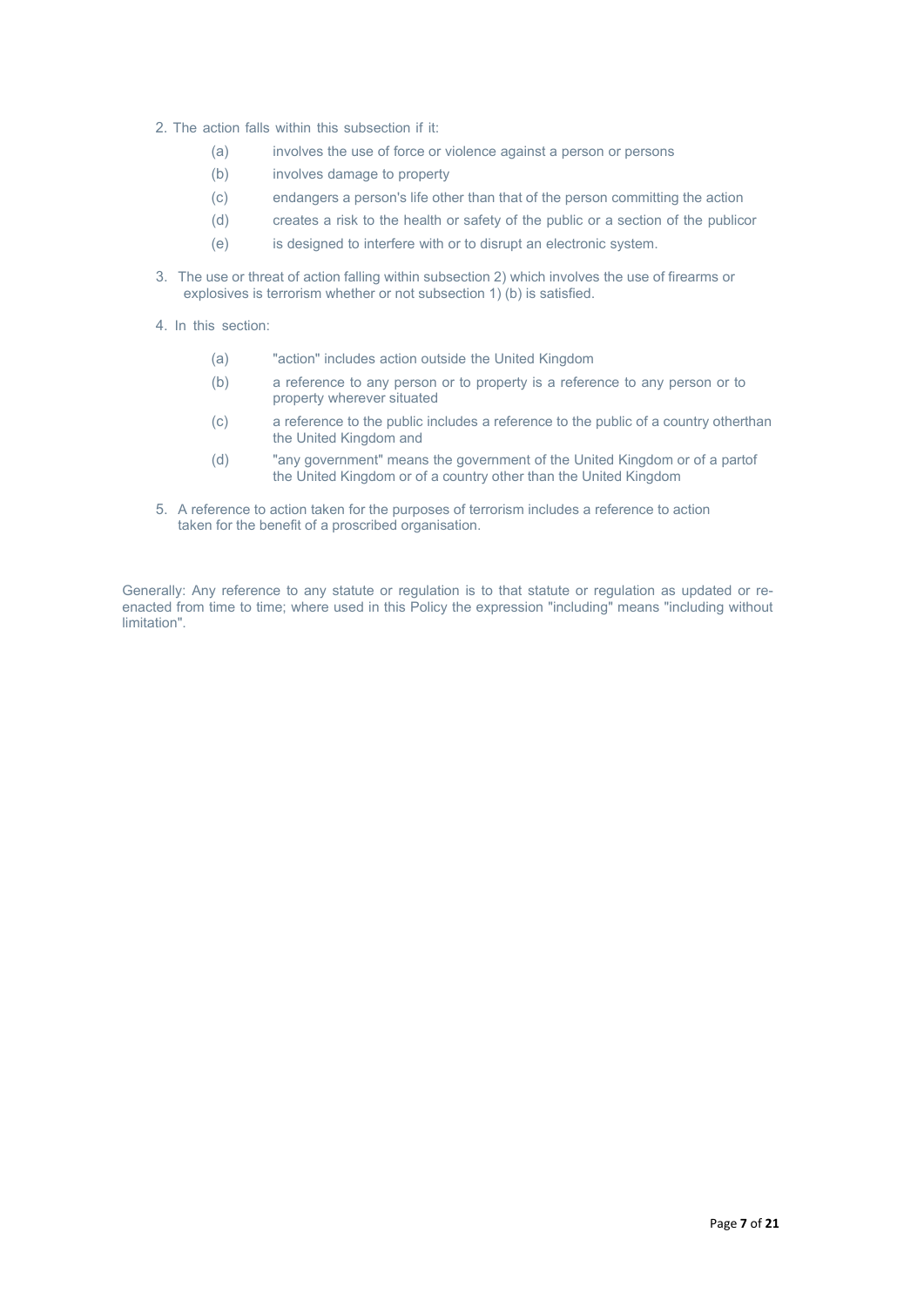2. The action falls within this subsection if it:

   (a) involves the use of force or violence against a person or persons
   
   (b) involves damage to property
   
   (c) endangers a person's life other than that of the person committing the action
   
   (d) creates a risk to the health or safety of the public or a section of the publicor
   
   (e) is designed to interfere with or to disrupt an electronic system.

3. The use or threat of action falling within subsection 2) which involves the use of firearms or explosives is terrorism whether or not subsection 1) (b) is satisfied.

4. In this section:

   (a) "action" includes action outside the United Kingdom
   
   (b) a reference to any person or to property is a reference to any person or to property wherever situated
   
   (c) a reference to the public includes a reference to the public of a country otherthan the United Kingdom and
   
   (d) "any government" means the government of the United Kingdom or of a partof the United Kingdom or of a country other than the United Kingdom

5. A reference to action taken for the purposes of terrorism includes a reference to action taken for the benefit of a proscribed organisation.

Generally: Any reference to any statute or regulation is to that statute or regulation as updated or re-enacted from time to time; where used in this Policy the expression "including" means "including without limitation".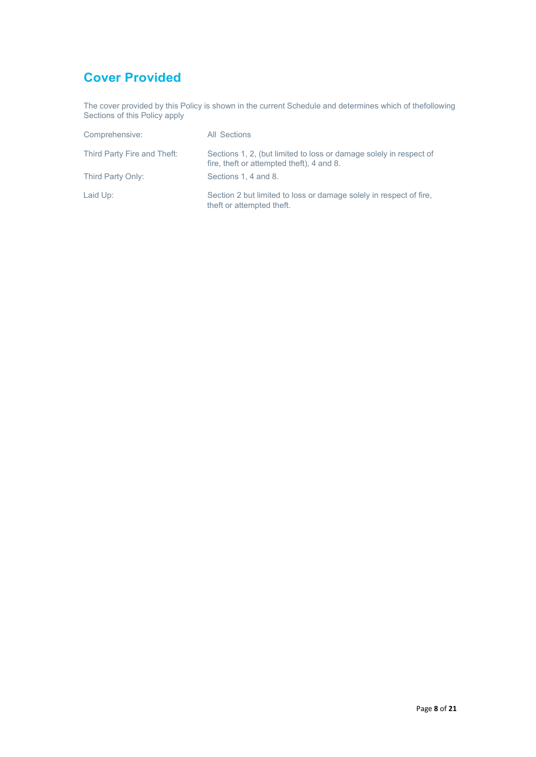## Cover Provided

The cover provided by this Policy is shown in the current Schedule and determines which of thefollowing Sections of this Policy apply

| | |
|---|---|
| Comprehensive: | All Sections |
| Third Party Fire and Theft: | Sections 1, 2, (but limited to loss or damage solely in respect of fire, theft or attempted theft), 4 and 8. |
| Third Party Only: | Sections 1, 4 and 8. |
| Laid Up: | Section 2 but limited to loss or damage solely in respect of fire, theft or attempted theft. |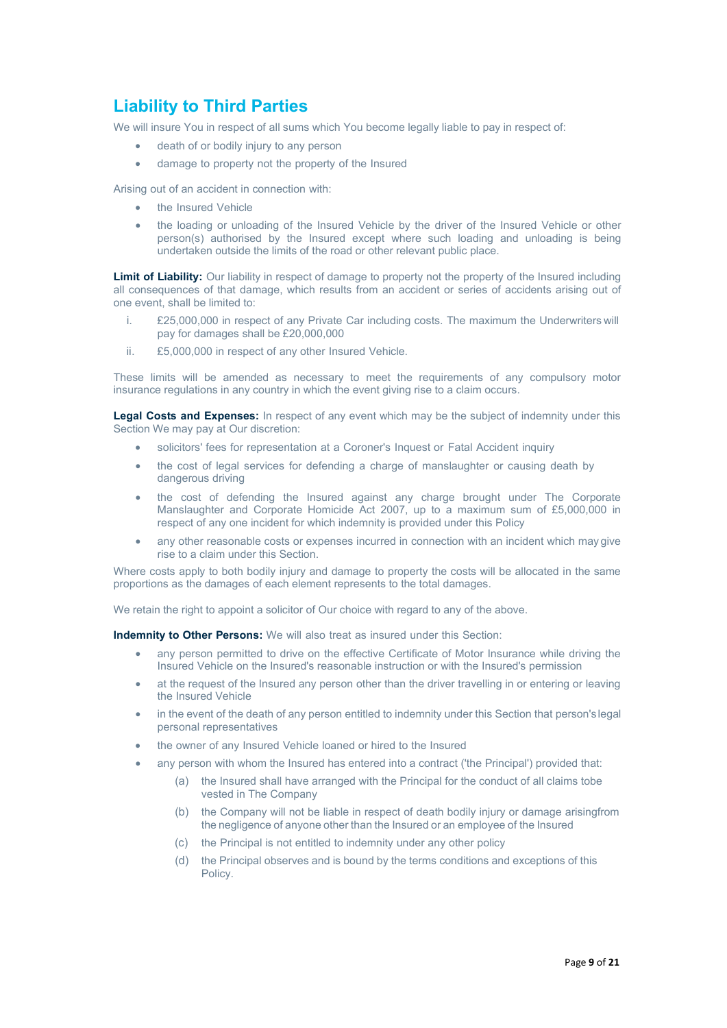## Liability to Third Parties

We will insure You in respect of all sums which You become legally liable to pay in respect of:

- death of or bodily injury to any person
- damage to property not the property of the Insured

Arising out of an accident in connection with:

- the Insured Vehicle
- the loading or unloading of the Insured Vehicle by the driver of the Insured Vehicle or other person(s) authorised by the Insured except where such loading and unloading is being undertaken outside the limits of the road or other relevant public place.

**Limit of Liability:** Our liability in respect of damage to property not the property of the Insured including all consequences of that damage, which results from an accident or series of accidents arising out of one event, shall be limited to:

i. £25,000,000 in respect of any Private Car including costs. The maximum the Underwriters will pay for damages shall be £20,000,000

ii. £5,000,000 in respect of any other Insured Vehicle.

These limits will be amended as necessary to meet the requirements of any compulsory motor insurance regulations in any country in which the event giving rise to a claim occurs.

**Legal Costs and Expenses:** In respect of any event which may be the subject of indemnity under this Section We may pay at Our discretion:

- solicitors' fees for representation at a Coroner's Inquest or Fatal Accident inquiry
- the cost of legal services for defending a charge of manslaughter or causing death by dangerous driving
- the cost of defending the Insured against any charge brought under The Corporate Manslaughter and Corporate Homicide Act 2007, up to a maximum sum of £5,000,000 in respect of any one incident for which indemnity is provided under this Policy
- any other reasonable costs or expenses incurred in connection with an incident which may give rise to a claim under this Section.

Where costs apply to both bodily injury and damage to property the costs will be allocated in the same proportions as the damages of each element represents to the total damages.

We retain the right to appoint a solicitor of Our choice with regard to any of the above.

**Indemnity to Other Persons:** We will also treat as insured under this Section:

- any person permitted to drive on the effective Certificate of Motor Insurance while driving the Insured Vehicle on the Insured's reasonable instruction or with the Insured's permission
- at the request of the Insured any person other than the driver travelling in or entering or leaving the Insured Vehicle
- in the event of the death of any person entitled to indemnity under this Section that person's legal personal representatives
- the owner of any Insured Vehicle loaned or hired to the Insured
- any person with whom the Insured has entered into a contract ('the Principal') provided that:
  - (a) the Insured shall have arranged with the Principal for the conduct of all claims tobe vested in The Company
  - (b) the Company will not be liable in respect of death bodily injury or damage arisingfrom the negligence of anyone other than the Insured or an employee of the Insured
  - (c) the Principal is not entitled to indemnity under any other policy
  - (d) the Principal observes and is bound by the terms conditions and exceptions of this Policy.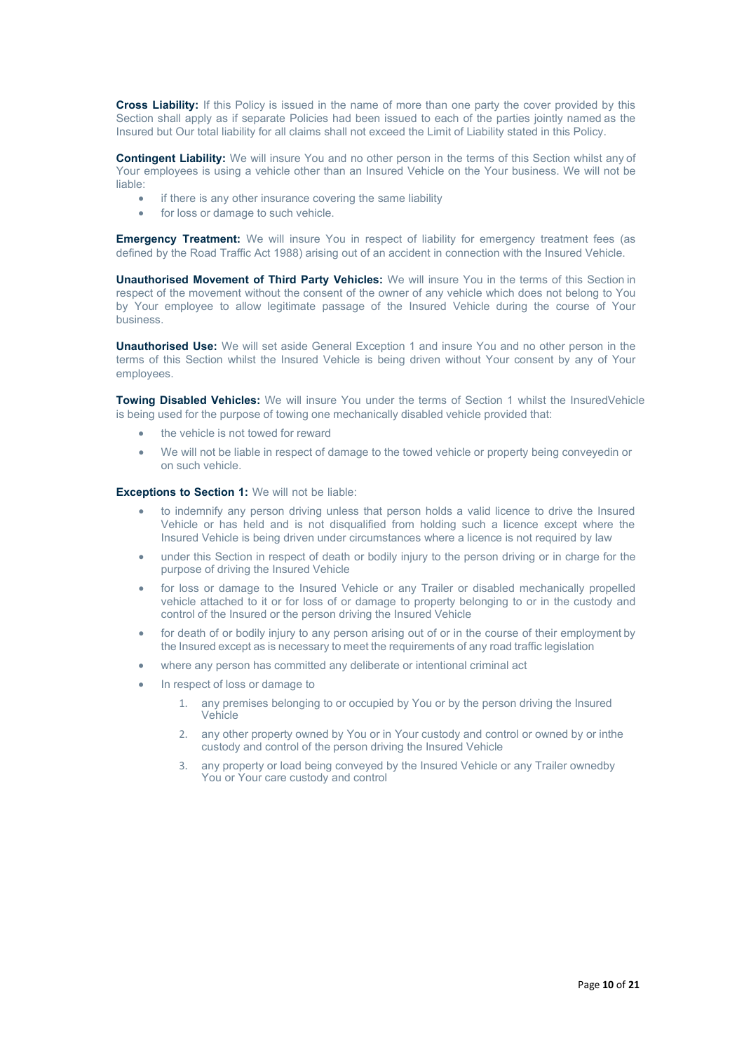**Cross Liability:** If this Policy is issued in the name of more than one party the cover provided by this Section shall apply as if separate Policies had been issued to each of the parties jointly named as the Insured but Our total liability for all claims shall not exceed the Limit of Liability stated in this Policy.

**Contingent Liability:** We will insure You and no other person in the terms of this Section whilst any of Your employees is using a vehicle other than an Insured Vehicle on the Your business. We will not be liable:

- if there is any other insurance covering the same liability
- for loss or damage to such vehicle.

**Emergency Treatment:** We will insure You in respect of liability for emergency treatment fees (as defined by the Road Traffic Act 1988) arising out of an accident in connection with the Insured Vehicle.

**Unauthorised Movement of Third Party Vehicles:** We will insure You in the terms of this Section in respect of the movement without the consent of the owner of any vehicle which does not belong to You by Your employee to allow legitimate passage of the Insured Vehicle during the course of Your business.

**Unauthorised Use:** We will set aside General Exception 1 and insure You and no other person in the terms of this Section whilst the Insured Vehicle is being driven without Your consent by any of Your employees.

**Towing Disabled Vehicles:** We will insure You under the terms of Section 1 whilst the InsuredVehicle is being used for the purpose of towing one mechanically disabled vehicle provided that:

- the vehicle is not towed for reward
- We will not be liable in respect of damage to the towed vehicle or property being conveyedin or on such vehicle.

**Exceptions to Section 1:** We will not be liable:

- to indemnify any person driving unless that person holds a valid licence to drive the Insured Vehicle or has held and is not disqualified from holding such a licence except where the Insured Vehicle is being driven under circumstances where a licence is not required by law
- under this Section in respect of death or bodily injury to the person driving or in charge for the purpose of driving the Insured Vehicle
- for loss or damage to the Insured Vehicle or any Trailer or disabled mechanically propelled vehicle attached to it or for loss of or damage to property belonging to or in the custody and control of the Insured or the person driving the Insured Vehicle
- for death of or bodily injury to any person arising out of or in the course of their employment by the Insured except as is necessary to meet the requirements of any road traffic legislation
- where any person has committed any deliberate or intentional criminal act
- In respect of loss or damage to
    1. any premises belonging to or occupied by You or by the person driving the Insured Vehicle
    2. any other property owned by You or in Your custody and control or owned by or inthe custody and control of the person driving the Insured Vehicle
    3. any property or load being conveyed by the Insured Vehicle or any Trailer ownedby You or Your care custody and control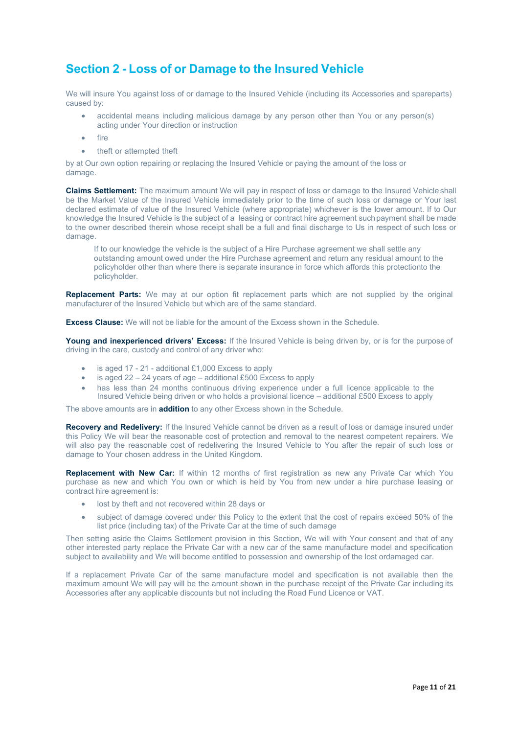## Section 2 - Loss of or Damage to the Insured Vehicle

We will insure You against loss of or damage to the Insured Vehicle (including its Accessories and spareparts) caused by:

- accidental means including malicious damage by any person other than You or any person(s) acting under Your direction or instruction
- fire
- theft or attempted theft

by at Our own option repairing or replacing the Insured Vehicle or paying the amount of the loss or damage.

**Claims Settlement:** The maximum amount We will pay in respect of loss or damage to the Insured Vehicle shall be the Market Value of the Insured Vehicle immediately prior to the time of such loss or damage or Your last declared estimate of value of the Insured Vehicle (where appropriate) whichever is the lower amount. If to Our knowledge the Insured Vehicle is the subject of a leasing or contract hire agreement such payment shall be made to the owner described therein whose receipt shall be a full and final discharge to Us in respect of such loss or damage.

If to our knowledge the vehicle is the subject of a Hire Purchase agreement we shall settle any outstanding amount owed under the Hire Purchase agreement and return any residual amount to the policyholder other than where there is separate insurance in force which affords this protectionto the policyholder.

**Replacement Parts:** We may at our option fit replacement parts which are not supplied by the original manufacturer of the Insured Vehicle but which are of the same standard.

**Excess Clause:** We will not be liable for the amount of the Excess shown in the Schedule.

**Young and inexperienced drivers' Excess:** If the Insured Vehicle is being driven by, or is for the purpose of driving in the care, custody and control of any driver who:

- is aged 17 - 21 - additional £1,000 Excess to apply
- is aged 22 – 24 years of age – additional £500 Excess to apply
- has less than 24 months continuous driving experience under a full licence applicable to the Insured Vehicle being driven or who holds a provisional licence – additional £500 Excess to apply

The above amounts are in **addition** to any other Excess shown in the Schedule.

**Recovery and Redelivery:** If the Insured Vehicle cannot be driven as a result of loss or damage insured under this Policy We will bear the reasonable cost of protection and removal to the nearest competent repairers. We will also pay the reasonable cost of redelivering the Insured Vehicle to You after the repair of such loss or damage to Your chosen address in the United Kingdom.

**Replacement with New Car:** If within 12 months of first registration as new any Private Car which You purchase as new and which You own or which is held by You from new under a hire purchase leasing or contract hire agreement is:

- lost by theft and not recovered within 28 days or
- subject of damage covered under this Policy to the extent that the cost of repairs exceed 50% of the list price (including tax) of the Private Car at the time of such damage

Then setting aside the Claims Settlement provision in this Section, We will with Your consent and that of any other interested party replace the Private Car with a new car of the same manufacture model and specification subject to availability and We will become entitled to possession and ownership of the lost ordamaged car.

If a replacement Private Car of the same manufacture model and specification is not available then the maximum amount We will pay will be the amount shown in the purchase receipt of the Private Car including its Accessories after any applicable discounts but not including the Road Fund Licence or VAT.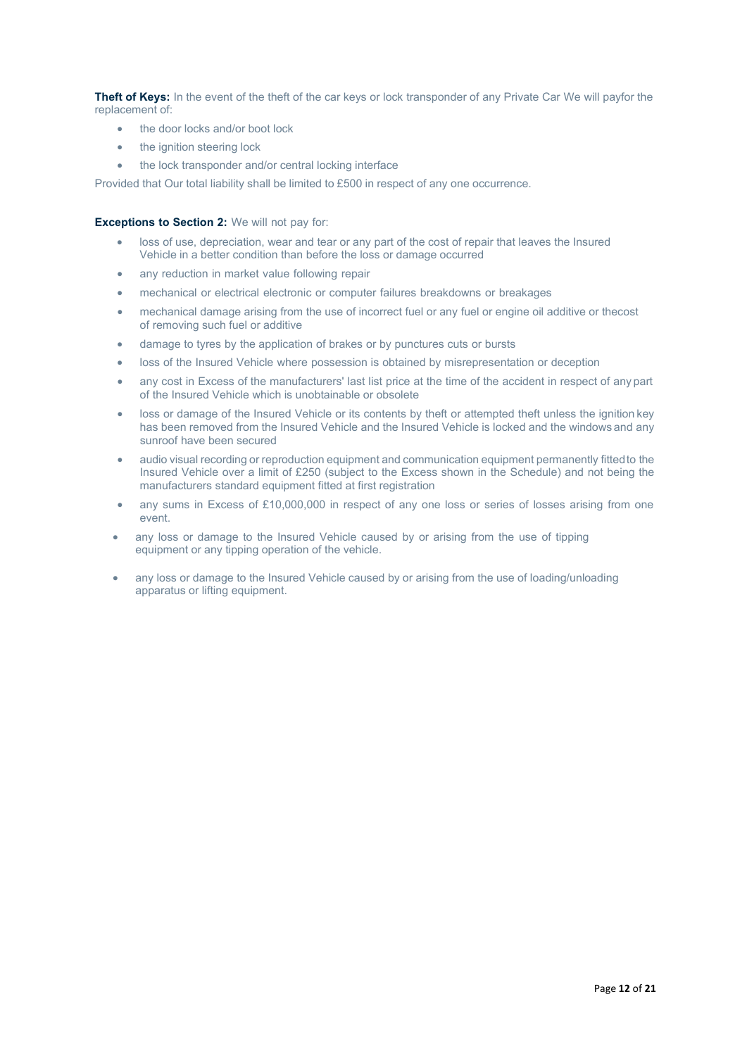**Theft of Keys:** In the event of the theft of the car keys or lock transponder of any Private Car We will payfor the replacement of:

- the door locks and/or boot lock
- the ignition steering lock
- the lock transponder and/or central locking interface

Provided that Our total liability shall be limited to £500 in respect of any one occurrence.

**Exceptions to Section 2:** We will not pay for:

- loss of use, depreciation, wear and tear or any part of the cost of repair that leaves the Insured Vehicle in a better condition than before the loss or damage occurred
- any reduction in market value following repair
- mechanical or electrical electronic or computer failures breakdowns or breakages
- mechanical damage arising from the use of incorrect fuel or any fuel or engine oil additive or thecost of removing such fuel or additive
- damage to tyres by the application of brakes or by punctures cuts or bursts
- loss of the Insured Vehicle where possession is obtained by misrepresentation or deception
- any cost in Excess of the manufacturers' last list price at the time of the accident in respect of any part of the Insured Vehicle which is unobtainable or obsolete
- loss or damage of the Insured Vehicle or its contents by theft or attempted theft unless the ignition key has been removed from the Insured Vehicle and the Insured Vehicle is locked and the windows and any sunroof have been secured
- audio visual recording or reproduction equipment and communication equipment permanently fitted to the Insured Vehicle over a limit of £250 (subject to the Excess shown in the Schedule) and not being the manufacturers standard equipment fitted at first registration
- any sums in Excess of £10,000,000 in respect of any one loss or series of losses arising from one event.
- any loss or damage to the Insured Vehicle caused by or arising from the use of tipping equipment or any tipping operation of the vehicle.
- any loss or damage to the Insured Vehicle caused by or arising from the use of loading/unloading apparatus or lifting equipment.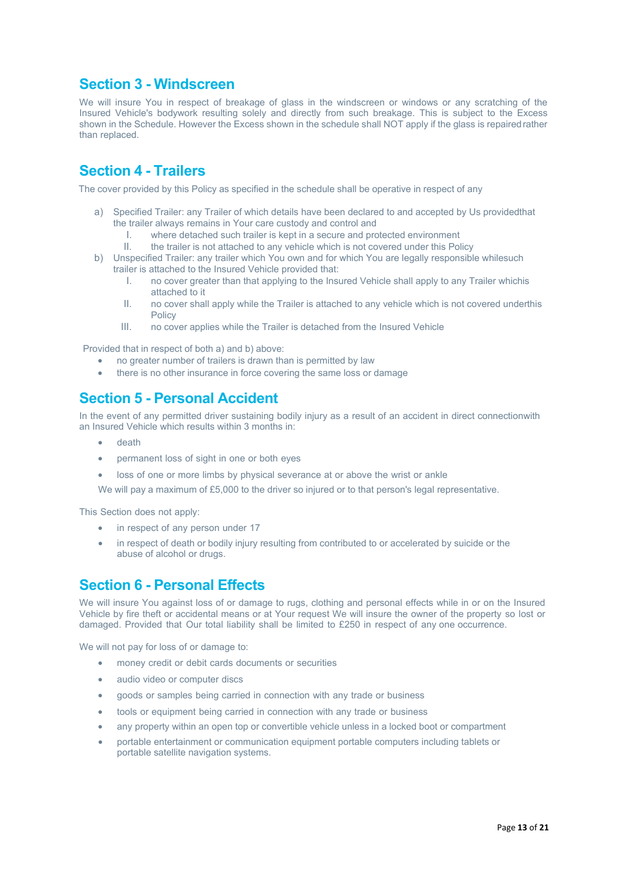## Section 3 - Windscreen

We will insure You in respect of breakage of glass in the windscreen or windows or any scratching of the Insured Vehicle's bodywork resulting solely and directly from such breakage. This is subject to the Excess shown in the Schedule. However the Excess shown in the schedule shall NOT apply if the glass is repaired rather than replaced.

## Section 4 - Trailers

The cover provided by this Policy as specified in the schedule shall be operative in respect of any

a) Specified Trailer: any Trailer of which details have been declared to and accepted by Us providedthat the trailer always remains in Your care custody and control and
   I. where detached such trailer is kept in a secure and protected environment
   II. the trailer is not attached to any vehicle which is not covered under this Policy
b) Unspecified Trailer: any trailer which You own and for which You are legally responsible whilesuch trailer is attached to the Insured Vehicle provided that:
   I. no cover greater than that applying to the Insured Vehicle shall apply to any Trailer whichis attached to it
   II. no cover shall apply while the Trailer is attached to any vehicle which is not covered underthis Policy
   III. no cover applies while the Trailer is detached from the Insured Vehicle

Provided that in respect of both a) and b) above:

- no greater number of trailers is drawn than is permitted by law
- there is no other insurance in force covering the same loss or damage

## Section 5 - Personal Accident

In the event of any permitted driver sustaining bodily injury as a result of an accident in direct connectionwith an Insured Vehicle which results within 3 months in:

- death
- permanent loss of sight in one or both eyes
- loss of one or more limbs by physical severance at or above the wrist or ankle

We will pay a maximum of £5,000 to the driver so injured or to that person's legal representative.

This Section does not apply:

- in respect of any person under 17
- in respect of death or bodily injury resulting from contributed to or accelerated by suicide or the abuse of alcohol or drugs.

## Section 6 - Personal Effects

We will insure You against loss of or damage to rugs, clothing and personal effects while in or on the Insured Vehicle by fire theft or accidental means or at Your request We will insure the owner of the property so lost or damaged. Provided that Our total liability shall be limited to £250 in respect of any one occurrence.

We will not pay for loss of or damage to:

- money credit or debit cards documents or securities
- audio video or computer discs
- goods or samples being carried in connection with any trade or business
- tools or equipment being carried in connection with any trade or business
- any property within an open top or convertible vehicle unless in a locked boot or compartment
- portable entertainment or communication equipment portable computers including tablets or portable satellite navigation systems.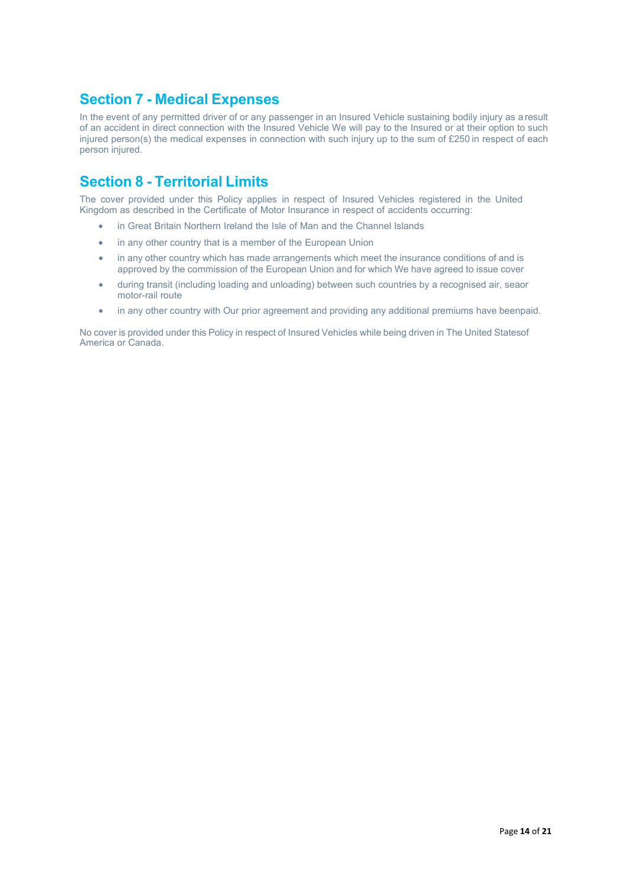## Section 7 - Medical Expenses

In the event of any permitted driver of or any passenger in an Insured Vehicle sustaining bodily injury as a result of an accident in direct connection with the Insured Vehicle We will pay to the Insured or at their option to such injured person(s) the medical expenses in connection with such injury up to the sum of £250 in respect of each person injured.

## Section 8 - Territorial Limits

The cover provided under this Policy applies in respect of Insured Vehicles registered in the United Kingdom as described in the Certificate of Motor Insurance in respect of accidents occurring:

- in Great Britain Northern Ireland the Isle of Man and the Channel Islands
- in any other country that is a member of the European Union
- in any other country which has made arrangements which meet the insurance conditions of and is approved by the commission of the European Union and for which We have agreed to issue cover
- during transit (including loading and unloading) between such countries by a recognised air, seaor motor-rail route
- in any other country with Our prior agreement and providing any additional premiums have beenpaid.

No cover is provided under this Policy in respect of Insured Vehicles while being driven in The United Statesof America or Canada.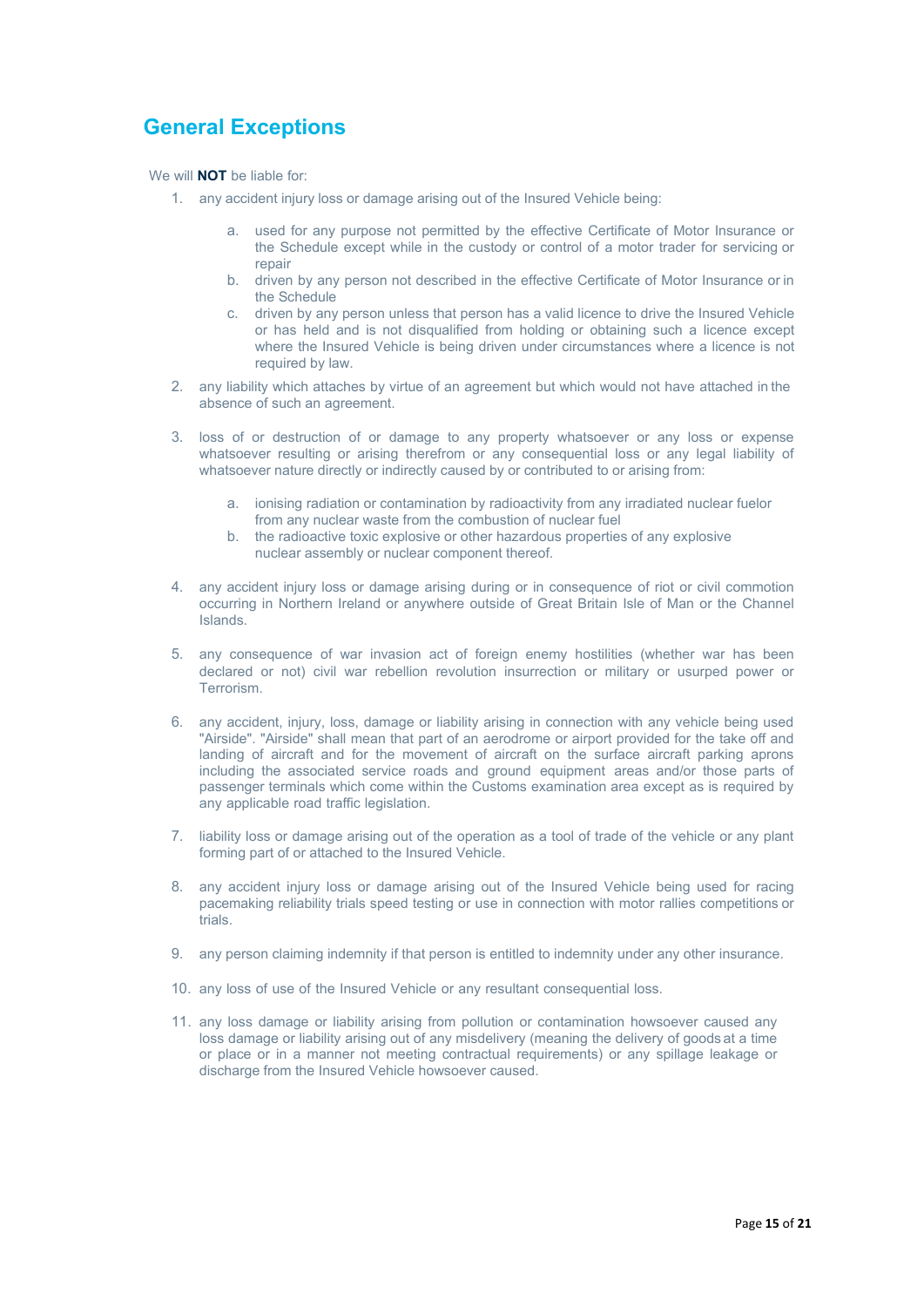## General Exceptions

We will **NOT** be liable for:

1. any accident injury loss or damage arising out of the Insured Vehicle being:

    a. used for any purpose not permitted by the effective Certificate of Motor Insurance or the Schedule except while in the custody or control of a motor trader for servicing or repair
    b. driven by any person not described in the effective Certificate of Motor Insurance or in the Schedule
    c. driven by any person unless that person has a valid licence to drive the Insured Vehicle or has held and is not disqualified from holding or obtaining such a licence except where the Insured Vehicle is being driven under circumstances where a licence is not required by law.

2. any liability which attaches by virtue of an agreement but which would not have attached in the absence of such an agreement.

3. loss of or destruction of or damage to any property whatsoever or any loss or expense whatsoever resulting or arising therefrom or any consequential loss or any legal liability of whatsoever nature directly or indirectly caused by or contributed to or arising from:

    a. ionising radiation or contamination by radioactivity from any irradiated nuclear fuelor from any nuclear waste from the combustion of nuclear fuel
    b. the radioactive toxic explosive or other hazardous properties of any explosive nuclear assembly or nuclear component thereof.

4. any accident injury loss or damage arising during or in consequence of riot or civil commotion occurring in Northern Ireland or anywhere outside of Great Britain Isle of Man or the Channel Islands.

5. any consequence of war invasion act of foreign enemy hostilities (whether war has been declared or not) civil war rebellion revolution insurrection or military or usurped power or Terrorism.

6. any accident, injury, loss, damage or liability arising in connection with any vehicle being used "Airside". "Airside" shall mean that part of an aerodrome or airport provided for the take off and landing of aircraft and for the movement of aircraft on the surface aircraft parking aprons including the associated service roads and ground equipment areas and/or those parts of passenger terminals which come within the Customs examination area except as is required by any applicable road traffic legislation.

7. liability loss or damage arising out of the operation as a tool of trade of the vehicle or any plant forming part of or attached to the Insured Vehicle.

8. any accident injury loss or damage arising out of the Insured Vehicle being used for racing pacemaking reliability trials speed testing or use in connection with motor rallies competitions or trials.

9. any person claiming indemnity if that person is entitled to indemnity under any other insurance.

10. any loss of use of the Insured Vehicle or any resultant consequential loss.

11. any loss damage or liability arising from pollution or contamination howsoever caused any loss damage or liability arising out of any misdelivery (meaning the delivery of goods at a time or place or in a manner not meeting contractual requirements) or any spillage leakage or discharge from the Insured Vehicle howsoever caused.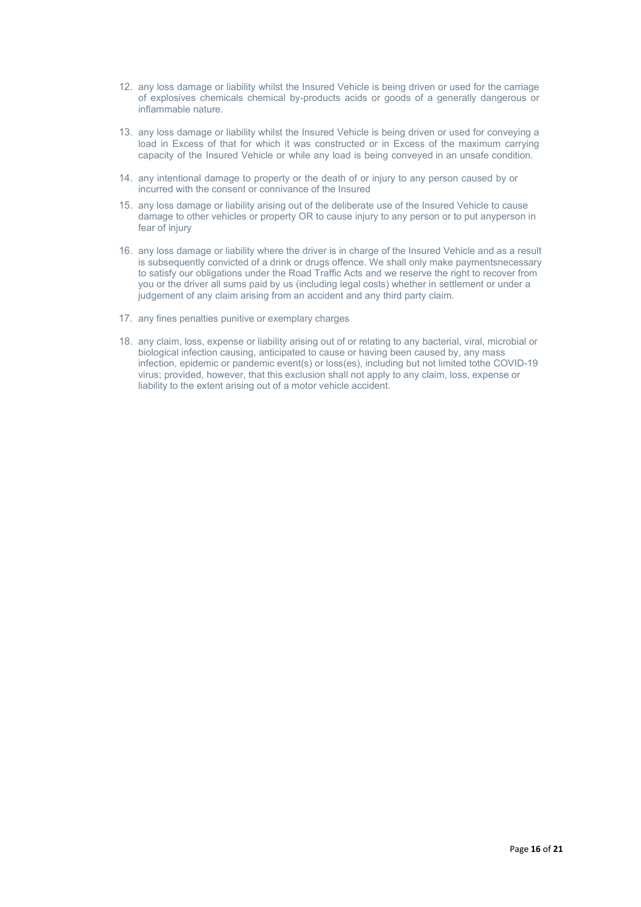12. any loss damage or liability whilst the Insured Vehicle is being driven or used for the carriage of explosives chemicals chemical by-products acids or goods of a generally dangerous or inflammable nature.

13. any loss damage or liability whilst the Insured Vehicle is being driven or used for conveying a load in Excess of that for which it was constructed or in Excess of the maximum carrying capacity of the Insured Vehicle or while any load is being conveyed in an unsafe condition.

14. any intentional damage to property or the death of or injury to any person caused by or incurred with the consent or connivance of the Insured

15. any loss damage or liability arising out of the deliberate use of the Insured Vehicle to cause damage to other vehicles or property OR to cause injury to any person or to put anyperson in fear of injury

16. any loss damage or liability where the driver is in charge of the Insured Vehicle and as a result is subsequently convicted of a drink or drugs offence. We shall only make paymentsnecessary to satisfy our obligations under the Road Traffic Acts and we reserve the right to recover from you or the driver all sums paid by us (including legal costs) whether in settlement or under a judgement of any claim arising from an accident and any third party claim.

17. any fines penalties punitive or exemplary charges

18. any claim, loss, expense or liability arising out of or relating to any bacterial, viral, microbial or biological infection causing, anticipated to cause or having been caused by, any mass infection, epidemic or pandemic event(s) or loss(es), including but not limited tothe COVID-19 virus; provided, however, that this exclusion shall not apply to any claim, loss, expense or liability to the extent arising out of a motor vehicle accident.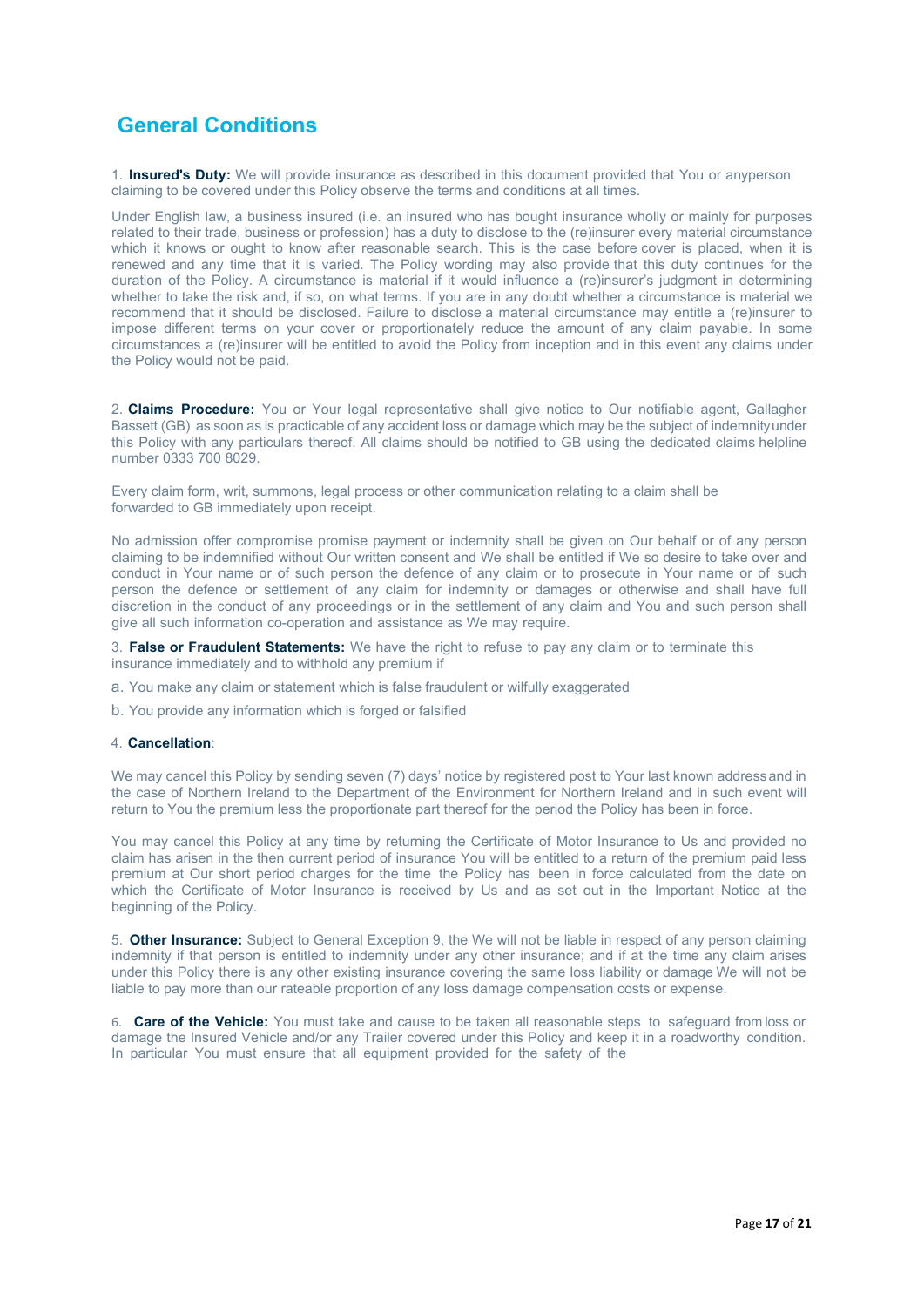## General Conditions

1. **Insured's Duty:** We will provide insurance as described in this document provided that You or anyperson claiming to be covered under this Policy observe the terms and conditions at all times.

Under English law, a business insured (i.e. an insured who has bought insurance wholly or mainly for purposes related to their trade, business or profession) has a duty to disclose to the (re)insurer every material circumstance which it knows or ought to know after reasonable search. This is the case before cover is placed, when it is renewed and any time that it is varied. The Policy wording may also provide that this duty continues for the duration of the Policy. A circumstance is material if it would influence a (re)insurer's judgment in determining whether to take the risk and, if so, on what terms. If you are in any doubt whether a circumstance is material we recommend that it should be disclosed. Failure to disclose a material circumstance may entitle a (re)insurer to impose different terms on your cover or proportionately reduce the amount of any claim payable. In some circumstances a (re)insurer will be entitled to avoid the Policy from inception and in this event any claims under the Policy would not be paid.

2. **Claims Procedure:** You or Your legal representative shall give notice to Our notifiable agent, Gallagher Bassett (GB) as soon as is practicable of any accident loss or damage which may be the subject of indemnityunder this Policy with any particulars thereof. All claims should be notified to GB using the dedicated claims helpline number 0333 700 8029.

Every claim form, writ, summons, legal process or other communication relating to a claim shall be forwarded to GB immediately upon receipt.

No admission offer compromise promise payment or indemnity shall be given on Our behalf or of any person claiming to be indemnified without Our written consent and We shall be entitled if We so desire to take over and conduct in Your name or of such person the defence of any claim or to prosecute in Your name or of such person the defence or settlement of any claim for indemnity or damages or otherwise and shall have full discretion in the conduct of any proceedings or in the settlement of any claim and You and such person shall give all such information co-operation and assistance as We may require.

3. **False or Fraudulent Statements:** We have the right to refuse to pay any claim or to terminate this insurance immediately and to withhold any premium if

a. You make any claim or statement which is false fraudulent or wilfully exaggerated

b. You provide any information which is forged or falsified

4. **Cancellation**:

We may cancel this Policy by sending seven (7) days' notice by registered post to Your last known address and in the case of Northern Ireland to the Department of the Environment for Northern Ireland and in such event will return to You the premium less the proportionate part thereof for the period the Policy has been in force.

You may cancel this Policy at any time by returning the Certificate of Motor Insurance to Us and provided no claim has arisen in the then current period of insurance You will be entitled to a return of the premium paid less premium at Our short period charges for the time the Policy has been in force calculated from the date on which the Certificate of Motor Insurance is received by Us and as set out in the Important Notice at the beginning of the Policy.

5. **Other Insurance:** Subject to General Exception 9, the We will not be liable in respect of any person claiming indemnity if that person is entitled to indemnity under any other insurance; and if at the time any claim arises under this Policy there is any other existing insurance covering the same loss liability or damage We will not be liable to pay more than our rateable proportion of any loss damage compensation costs or expense.

6. **Care of the Vehicle:** You must take and cause to be taken all reasonable steps to safeguard from loss or damage the Insured Vehicle and/or any Trailer covered under this Policy and keep it in a roadworthy condition. In particular You must ensure that all equipment provided for the safety of the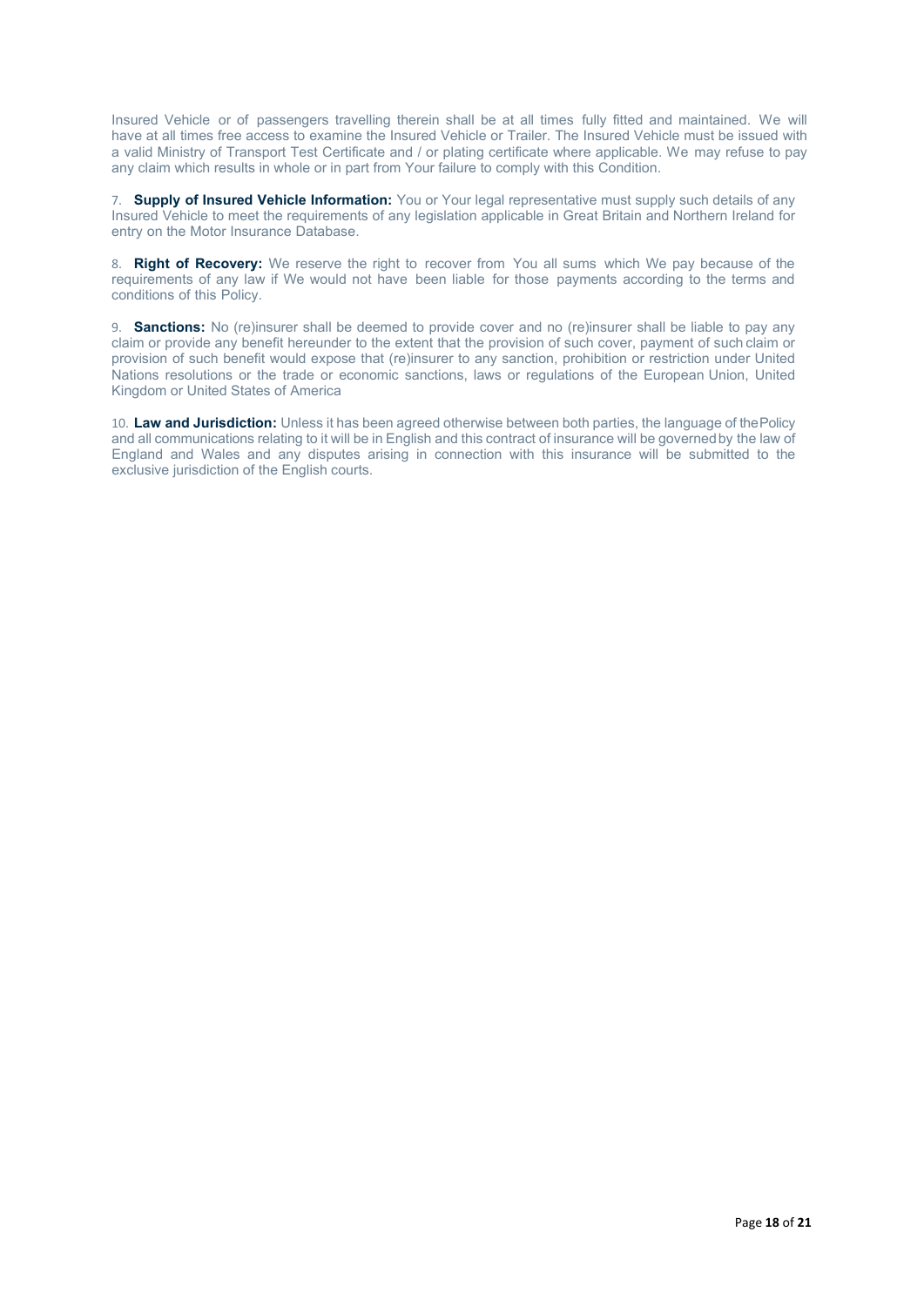Insured Vehicle or of passengers travelling therein shall be at all times fully fitted and maintained. We will have at all times free access to examine the Insured Vehicle or Trailer. The Insured Vehicle must be issued with a valid Ministry of Transport Test Certificate and / or plating certificate where applicable. We may refuse to pay any claim which results in whole or in part from Your failure to comply with this Condition.

7. **Supply of Insured Vehicle Information:** You or Your legal representative must supply such details of any Insured Vehicle to meet the requirements of any legislation applicable in Great Britain and Northern Ireland for entry on the Motor Insurance Database.

8. **Right of Recovery:** We reserve the right to recover from You all sums which We pay because of the requirements of any law if We would not have been liable for those payments according to the terms and conditions of this Policy.

9. **Sanctions:** No (re)insurer shall be deemed to provide cover and no (re)insurer shall be liable to pay any claim or provide any benefit hereunder to the extent that the provision of such cover, payment of such claim or provision of such benefit would expose that (re)insurer to any sanction, prohibition or restriction under United Nations resolutions or the trade or economic sanctions, laws or regulations of the European Union, United Kingdom or United States of America

10. **Law and Jurisdiction:** Unless it has been agreed otherwise between both parties, the language of the Policy and all communications relating to it will be in English and this contract of insurance will be governed by the law of England and Wales and any disputes arising in connection with this insurance will be submitted to the exclusive jurisdiction of the English courts.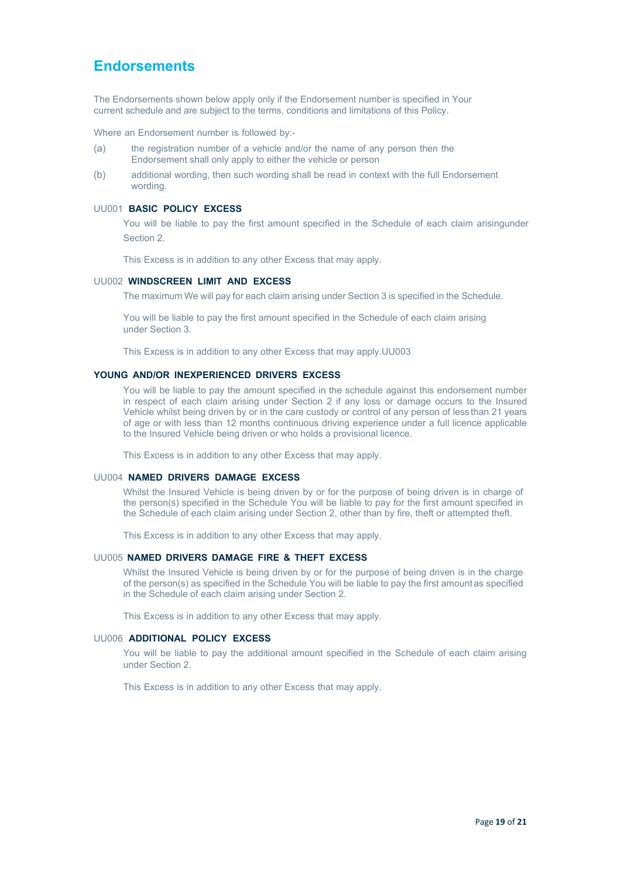# Endorsements

The Endorsements shown below apply only if the Endorsement number is specified in Your current schedule and are subject to the terms, conditions and limitations of this Policy.

Where an Endorsement number is followed by:-

(a) the registration number of a vehicle and/or the name of any person then the Endorsement shall only apply to either the vehicle or person

(b) additional wording, then such wording shall be read in context with the full Endorsement wording.

UU001 **BASIC POLICY EXCESS**

You will be liable to pay the first amount specified in the Schedule of each claim arisingunder Section 2.

This Excess is in addition to any other Excess that may apply.

UU002 **WINDSCREEN LIMIT AND EXCESS**

The maximum We will pay for each claim arising under Section 3 is specified in the Schedule.

You will be liable to pay the first amount specified in the Schedule of each claim arising under Section 3.

This Excess is in addition to any other Excess that may apply.UU003

**YOUNG AND/OR INEXPERIENCED DRIVERS EXCESS**

You will be liable to pay the amount specified in the schedule against this endorsement number in respect of each claim arising under Section 2 if any loss or damage occurs to the Insured Vehicle whilst being driven by or in the care custody or control of any person of less than 21 years of age or with less than 12 months continuous driving experience under a full licence applicable to the Insured Vehicle being driven or who holds a provisional licence.

This Excess is in addition to any other Excess that may apply.

UU004 **NAMED DRIVERS DAMAGE EXCESS**

Whilst the Insured Vehicle is being driven by or for the purpose of being driven is in charge of the person(s) specified in the Schedule You will be liable to pay for the first amount specified in the Schedule of each claim arising under Section 2, other than by fire, theft or attempted theft.

This Excess is in addition to any other Excess that may apply.

UU005 **NAMED DRIVERS DAMAGE FIRE & THEFT EXCESS**

Whilst the Insured Vehicle is being driven by or for the purpose of being driven is in the charge of the person(s) as specified in the Schedule You will be liable to pay the first amount as specified in the Schedule of each claim arising under Section 2.

This Excess is in addition to any other Excess that may apply.

UU006 **ADDITIONAL POLICY EXCESS**

You will be liable to pay the additional amount specified in the Schedule of each claim arising under Section 2.

This Excess is in addition to any other Excess that may apply.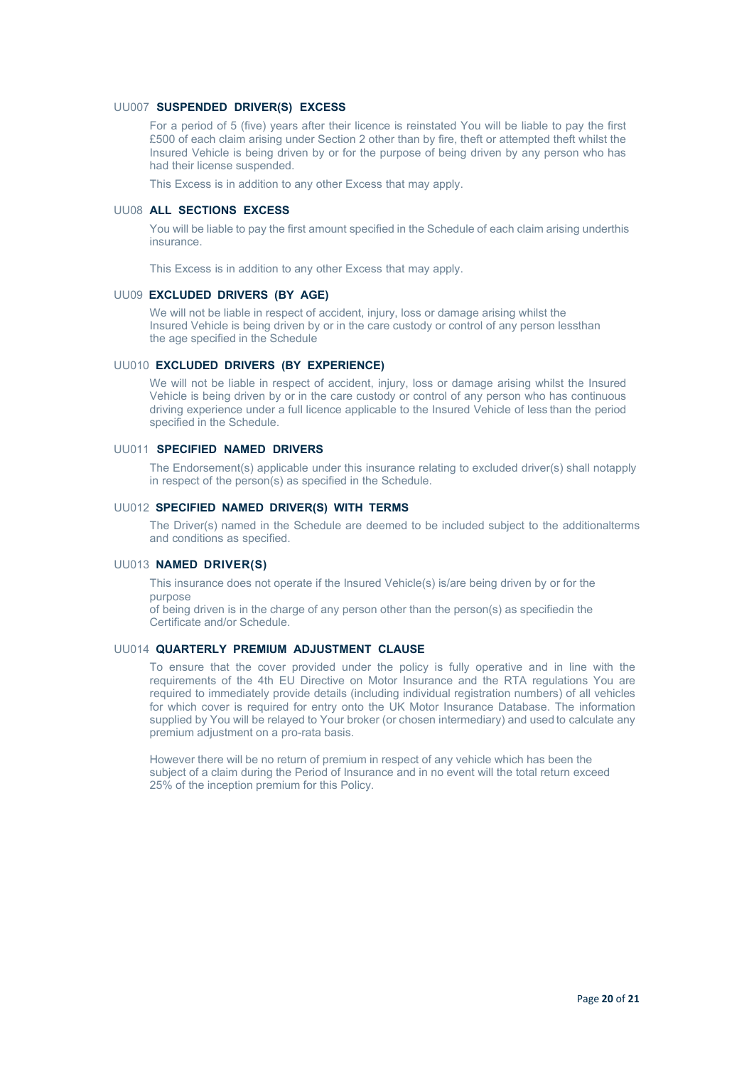UU007 **SUSPENDED DRIVER(S) EXCESS**

For a period of 5 (five) years after their licence is reinstated You will be liable to pay the first £500 of each claim arising under Section 2 other than by fire, theft or attempted theft whilst the Insured Vehicle is being driven by or for the purpose of being driven by any person who has had their license suspended.

This Excess is in addition to any other Excess that may apply.

UU08 **ALL SECTIONS EXCESS**

You will be liable to pay the first amount specified in the Schedule of each claim arising underthis insurance.

This Excess is in addition to any other Excess that may apply.

UU09 **EXCLUDED DRIVERS (BY AGE)**

We will not be liable in respect of accident, injury, loss or damage arising whilst the Insured Vehicle is being driven by or in the care custody or control of any person lessthan the age specified in the Schedule

UU010 **EXCLUDED DRIVERS (BY EXPERIENCE)**

We will not be liable in respect of accident, injury, loss or damage arising whilst the Insured Vehicle is being driven by or in the care custody or control of any person who has continuous driving experience under a full licence applicable to the Insured Vehicle of less than the period specified in the Schedule.

UU011 **SPECIFIED NAMED DRIVERS**

The Endorsement(s) applicable under this insurance relating to excluded driver(s) shall notapply in respect of the person(s) as specified in the Schedule.

UU012 **SPECIFIED NAMED DRIVER(S) WITH TERMS**

The Driver(s) named in the Schedule are deemed to be included subject to the additionalterms and conditions as specified.

UU013 **NAMED DRIVER(S)**

This insurance does not operate if the Insured Vehicle(s) is/are being driven by or for the purpose
of being driven is in the charge of any person other than the person(s) as specifiedin the Certificate and/or Schedule.

UU014 **QUARTERLY PREMIUM ADJUSTMENT CLAUSE**

To ensure that the cover provided under the policy is fully operative and in line with the requirements of the 4th EU Directive on Motor Insurance and the RTA regulations You are required to immediately provide details (including individual registration numbers) of all vehicles for which cover is required for entry onto the UK Motor Insurance Database. The information supplied by You will be relayed to Your broker (or chosen intermediary) and used to calculate any premium adjustment on a pro-rata basis.

However there will be no return of premium in respect of any vehicle which has been the subject of a claim during the Period of Insurance and in no event will the total return exceed 25% of the inception premium for this Policy.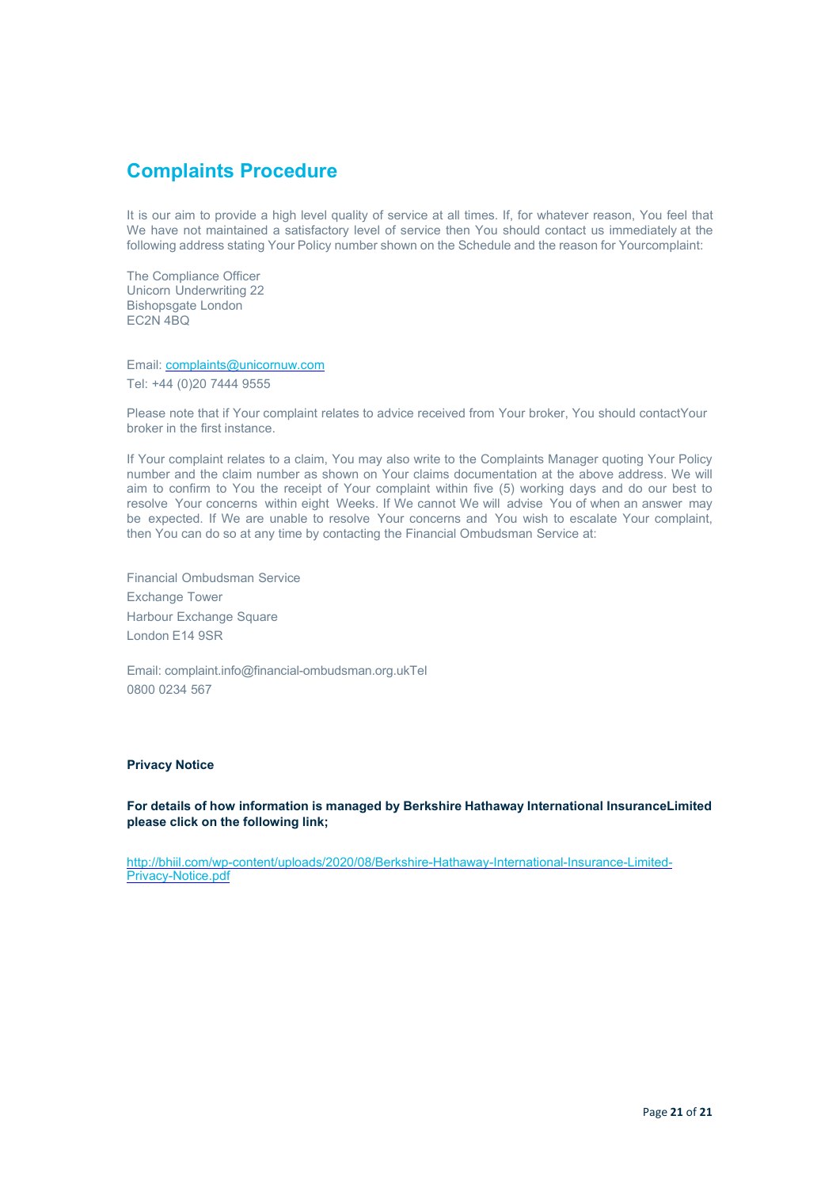## Complaints Procedure

It is our aim to provide a high level quality of service at all times. If, for whatever reason, You feel that We have not maintained a satisfactory level of service then You should contact us immediately at the following address stating Your Policy number shown on the Schedule and the reason for Yourcomplaint:

The Compliance Officer
Unicorn Underwriting 22
Bishopsgate London
EC2N 4BQ

Email: complaints@unicornuw.com
Tel: +44 (0)20 7444 9555

Please note that if Your complaint relates to advice received from Your broker, You should contactYour broker in the first instance.

If Your complaint relates to a claim, You may also write to the Complaints Manager quoting Your Policy number and the claim number as shown on Your claims documentation at the above address. We will aim to confirm to You the receipt of Your complaint within five (5) working days and do our best to resolve Your concerns within eight Weeks. If We cannot We will advise You of when an answer may be expected. If We are unable to resolve Your concerns and You wish to escalate Your complaint, then You can do so at any time by contacting the Financial Ombudsman Service at:

Financial Ombudsman Service
Exchange Tower
Harbour Exchange Square
London E14 9SR

Email: complaint.info@financial-ombudsman.org.ukTel
0800 0234 567

**Privacy Notice**

**For details of how information is managed by Berkshire Hathaway International InsuranceLimited please click on the following link;**

http://bhiil.com/wp-content/uploads/2020/08/Berkshire-Hathaway-International-Insurance-Limited-Privacy-Notice.pdf